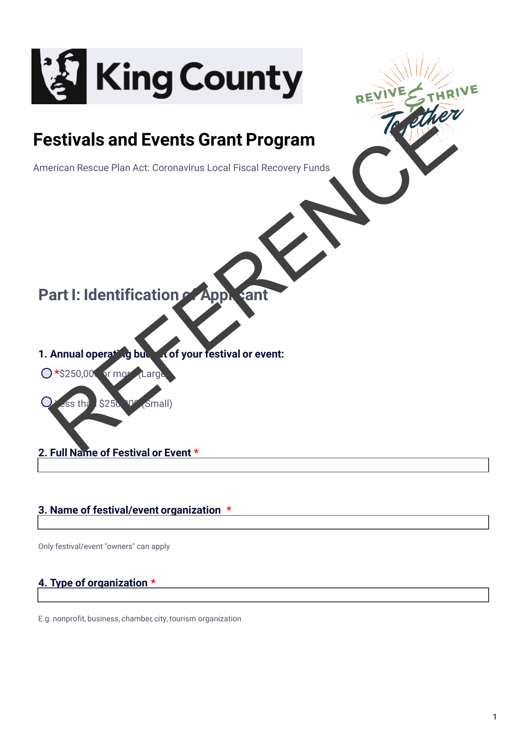King County

# Festivals and Events Grant Program

American Rescue Plan Act: Coronavirus Local Fiscal Recovery Funds

REVIVE & THRIVE Together

REFERENCE

## Part I: Identification of Applicant

**1. Annual operating budget of your festival or event:**

◯ *$250,000 or more (Large)

◯ Less than $250,000 (Small)

**2. Full Name of Festival or Event** *

**3. Name of festival/event organization** *

Only festival/event "owners" can apply

**4. Type of organization** *

E.g. nonprofit, business, chamber, city, tourism organization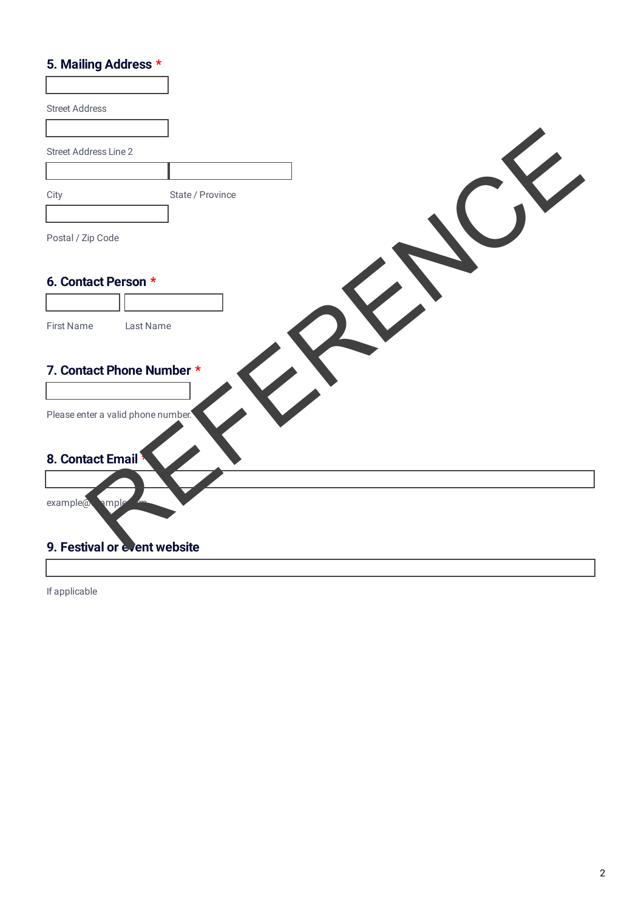## 5. Mailing Address *

Street Address

Street Address Line 2

City

State / Province

Postal / Zip Code

## 6. Contact Person *

First Name

Last Name

## 7. Contact Phone Number *

Please enter a valid phone number.

## 8. Contact Email *

example@example.com

## 9. Festival or event website

If applicable

REFERENCE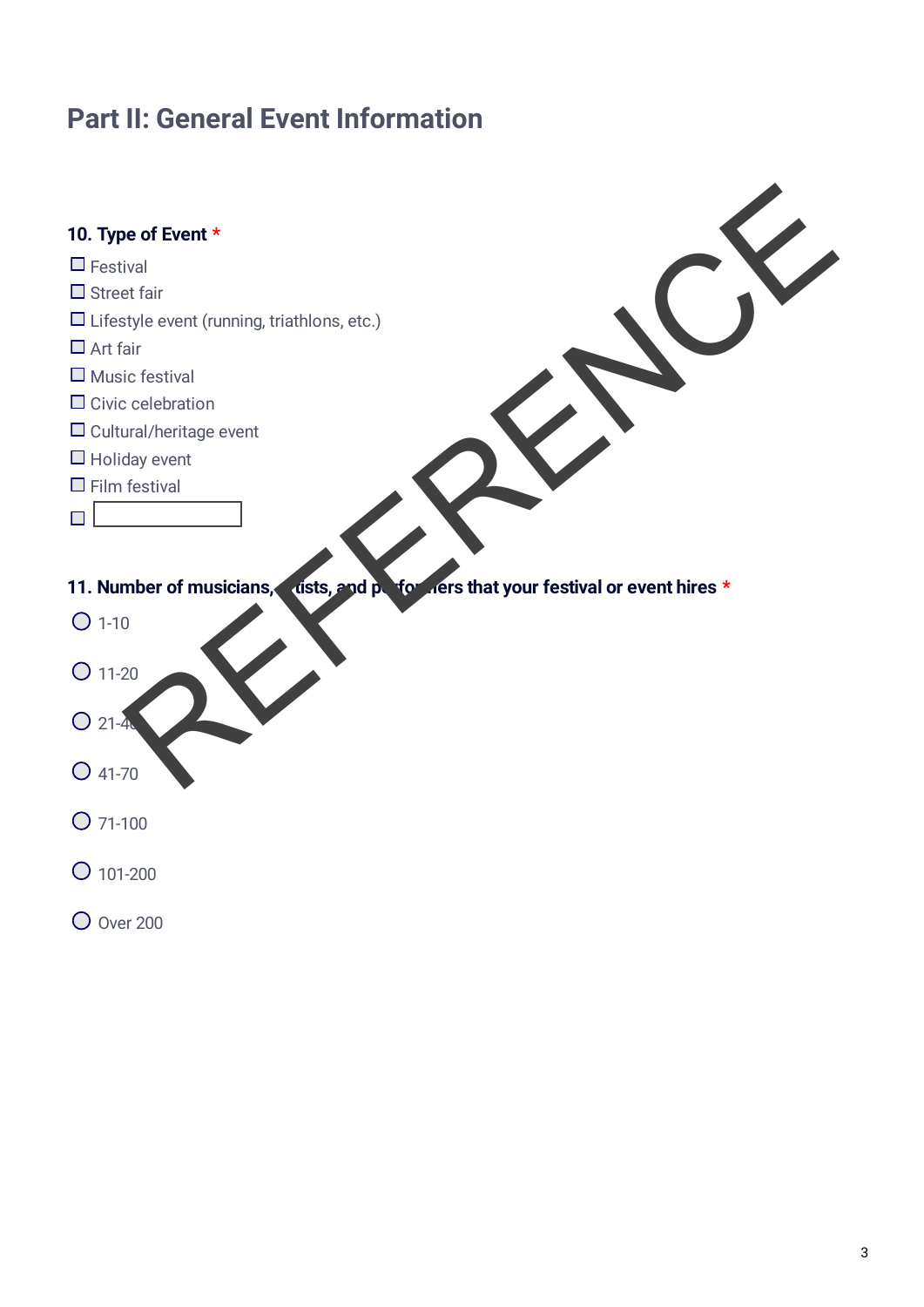## Part II: General Event Information

**10. Type of Event** *

- ☐ Festival
- ☐ Street fair
- ☐ Lifestyle event (running, triathlons, etc.)
- ☐ Art fair
- ☐ Music festival
- ☐ Civic celebration
- ☐ Cultural/heritage event
- ☐ Holiday event
- ☐ Film festival
- ☐ ____________

**11. Number of musicians, artists, and performers that your festival or event hires** *

- ○ 1-10
- ○ 11-20
- ○ 21-40
- ○ 41-70
- ○ 71-100
- ○ 101-200
- ○ Over 200

REFERENCE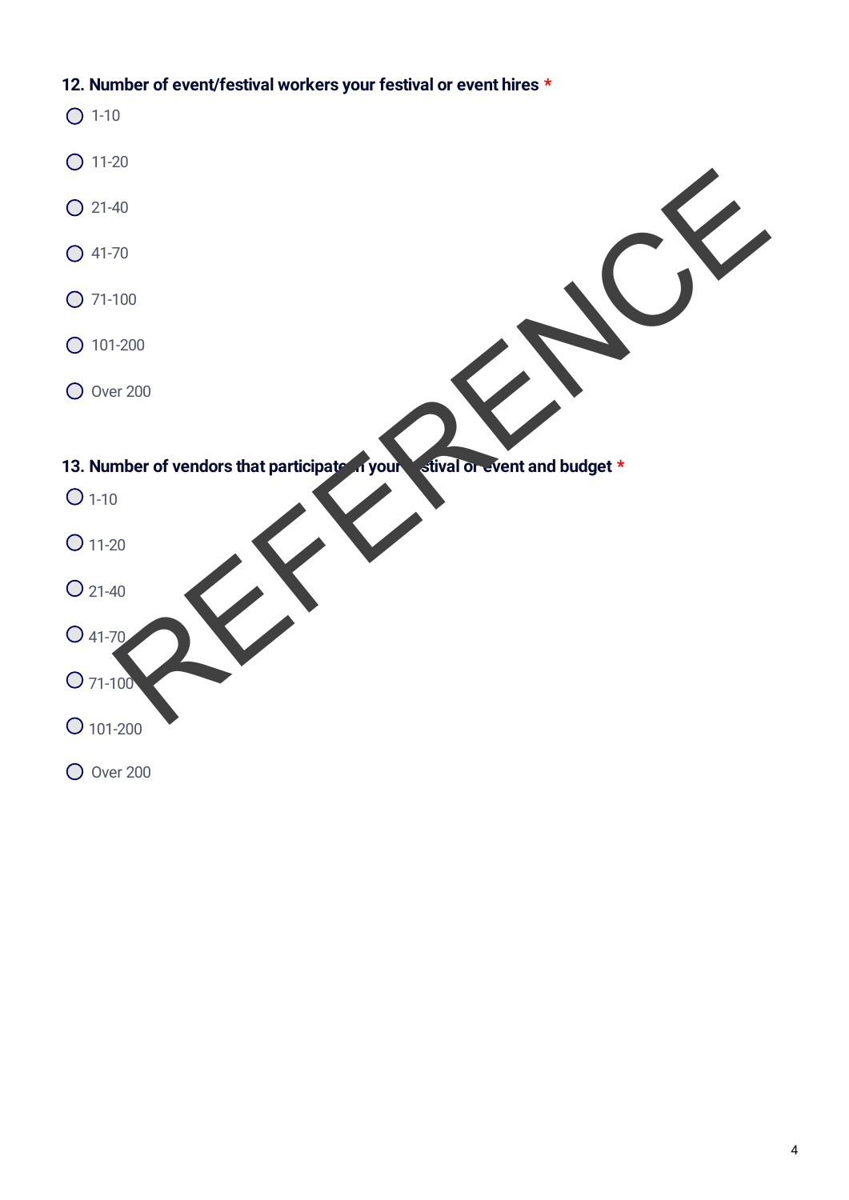**12. Number of event/festival workers your festival or event hires** *

- ◯ 1-10
- ◯ 11-20
- ◯ 21-40
- ◯ 41-70
- ◯ 71-100
- ◯ 101-200
- ◯ Over 200

**13. Number of vendors that participate in your festival or event and budget** *

- ◯ 1-10
- ◯ 11-20
- ◯ 21-40
- ◯ 41-70
- ◯ 71-100
- ◯ 101-200
- ◯ Over 200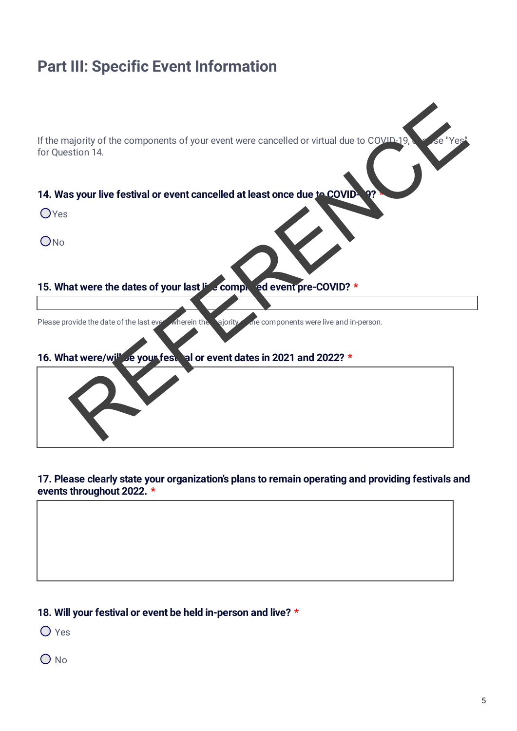## Part III: Specific Event Information

If the majority of the components of your event were cancelled or virtual due to COVID-19, choose "Yes" for Question 14.

**14. Was your live festival or event cancelled at least once due to COVID-19? \***

- Yes
- No

**15. What were the dates of your last live completed event pre-COVID? \***

Please provide the date of the last event wherein the majority of the components were live and in-person.

**16. What were/will be your festival or event dates in 2021 and 2022? \***

**17. Please clearly state your organization's plans to remain operating and providing festivals and events throughout 2022. \***

**18. Will your festival or event be held in-person and live? \***

- Yes
- No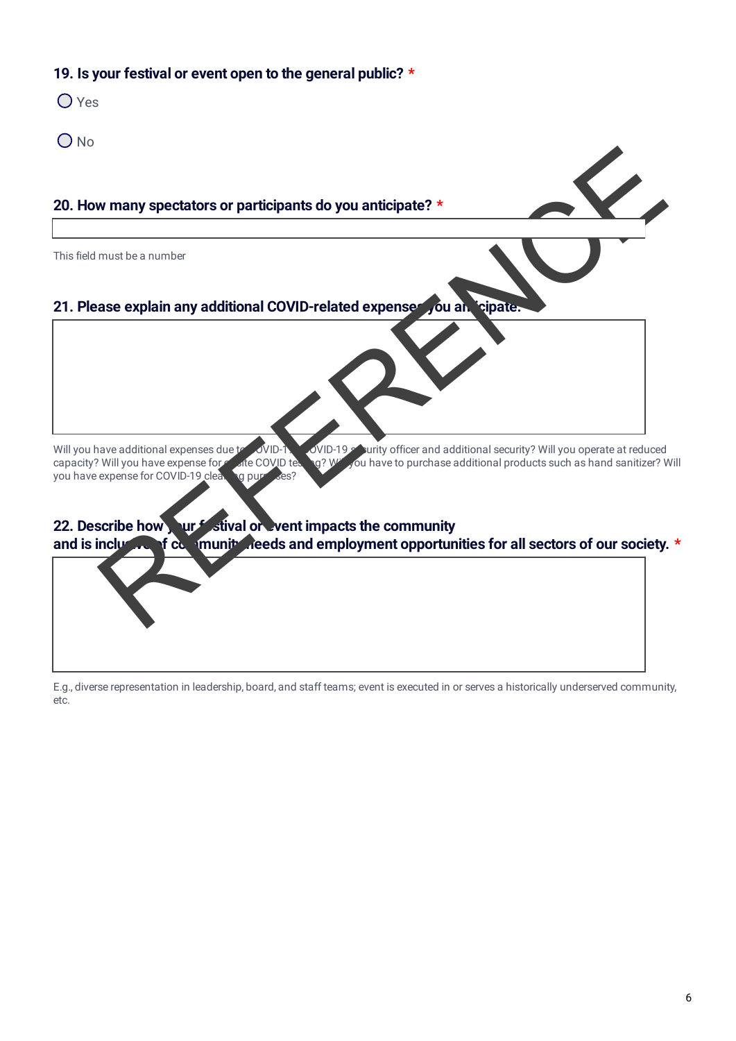**19. Is your festival or event open to the general public?** *

◯ Yes

◯ No

**20. How many spectators or participants do you anticipate?** *

This field must be a number

**21. Please explain any additional COVID-related expenses you anticipate.**

Will you have additional expenses due to COVID-19, COVID-19 security officer and additional security? Will you operate at reduced capacity? Will you have expense for onsite COVID testing? Will you have to purchase additional products such as hand sanitizer? Will you have expense for COVID-19 cleaning purposes?

**22. Describe how your festival or event impacts the community and is inclusive of community needs and employment opportunities for all sectors of our society.** *

E.g., diverse representation in leadership, board, and staff teams; event is executed in or serves a historically underserved community, etc.

REFERENCE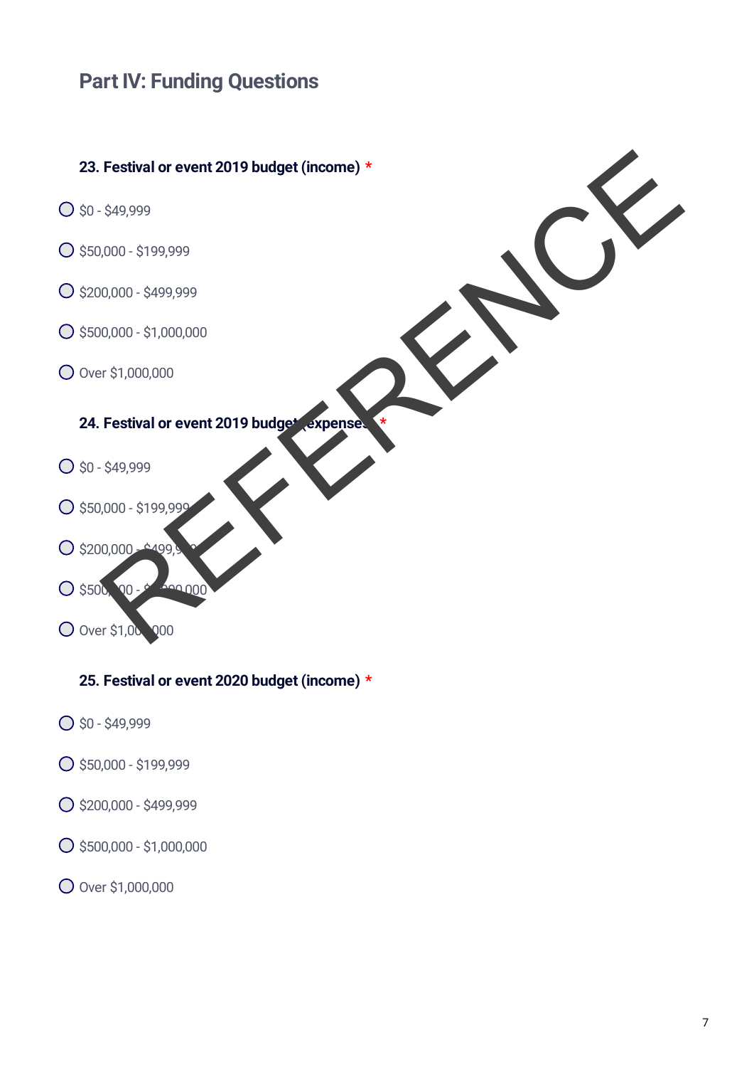## Part IV: Funding Questions

**23. Festival or event 2019 budget (income)** *

- ◯ $0 - $49,999
- ◯ $50,000 - $199,999
- ◯ $200,000 - $499,999
- ◯ $500,000 - $1,000,000
- ◯ Over $1,000,000

**24. Festival or event 2019 budget (expenses)** *

- ◯ $0 - $49,999
- ◯ $50,000 - $199,999
- ◯ $200,000 - $499,999
- ◯ $500,000 - $1,000,000
- ◯ Over $1,000,000

**25. Festival or event 2020 budget (income)** *

- ◯ $0 - $49,999
- ◯ $50,000 - $199,999
- ◯ $200,000 - $499,999
- ◯ $500,000 - $1,000,000
- ◯ Over $1,000,000

REFERENCE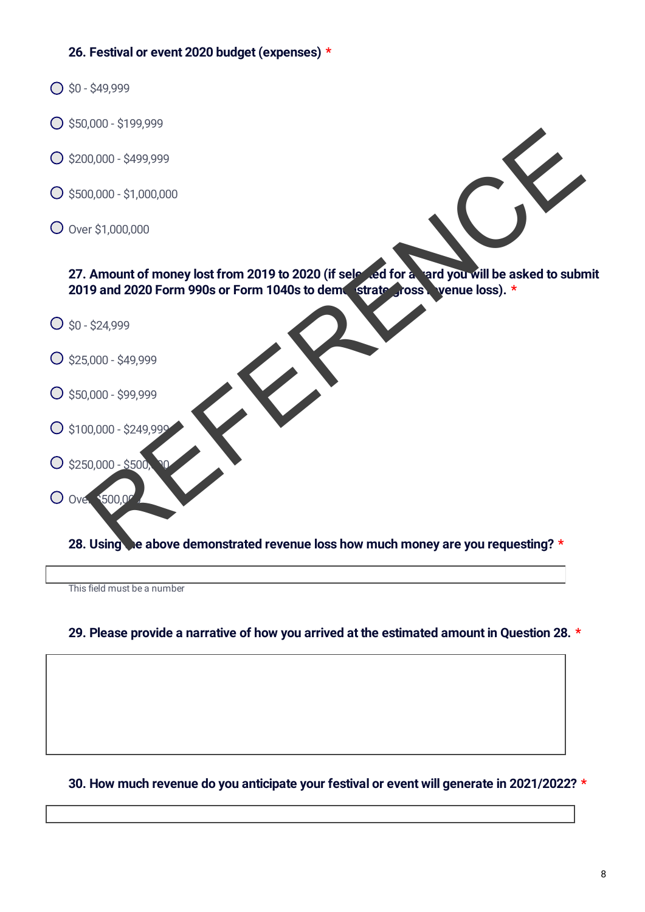**26. Festival or event 2020 budget (expenses) \***

- $0 - $49,999
- $50,000 - $199,999
- $200,000 - $499,999
- $500,000 - $1,000,000
- Over $1,000,000

**27. Amount of money lost from 2019 to 2020 (if selected for award you will be asked to submit 2019 and 2020 Form 990s or Form 1040s to demonstrate gross revenue loss). \***

- $0 - $24,999
- $25,000 - $49,999
- $50,000 - $99,999
- $100,000 - $249,999
- $250,000 - $500,000
- Over $500,000

**28. Using the above demonstrated revenue loss how much money are you requesting? \***

This field must be a number

**29. Please provide a narrative of how you arrived at the estimated amount in Question 28. \***

**30. How much revenue do you anticipate your festival or event will generate in 2021/2022? \***

REFERENCE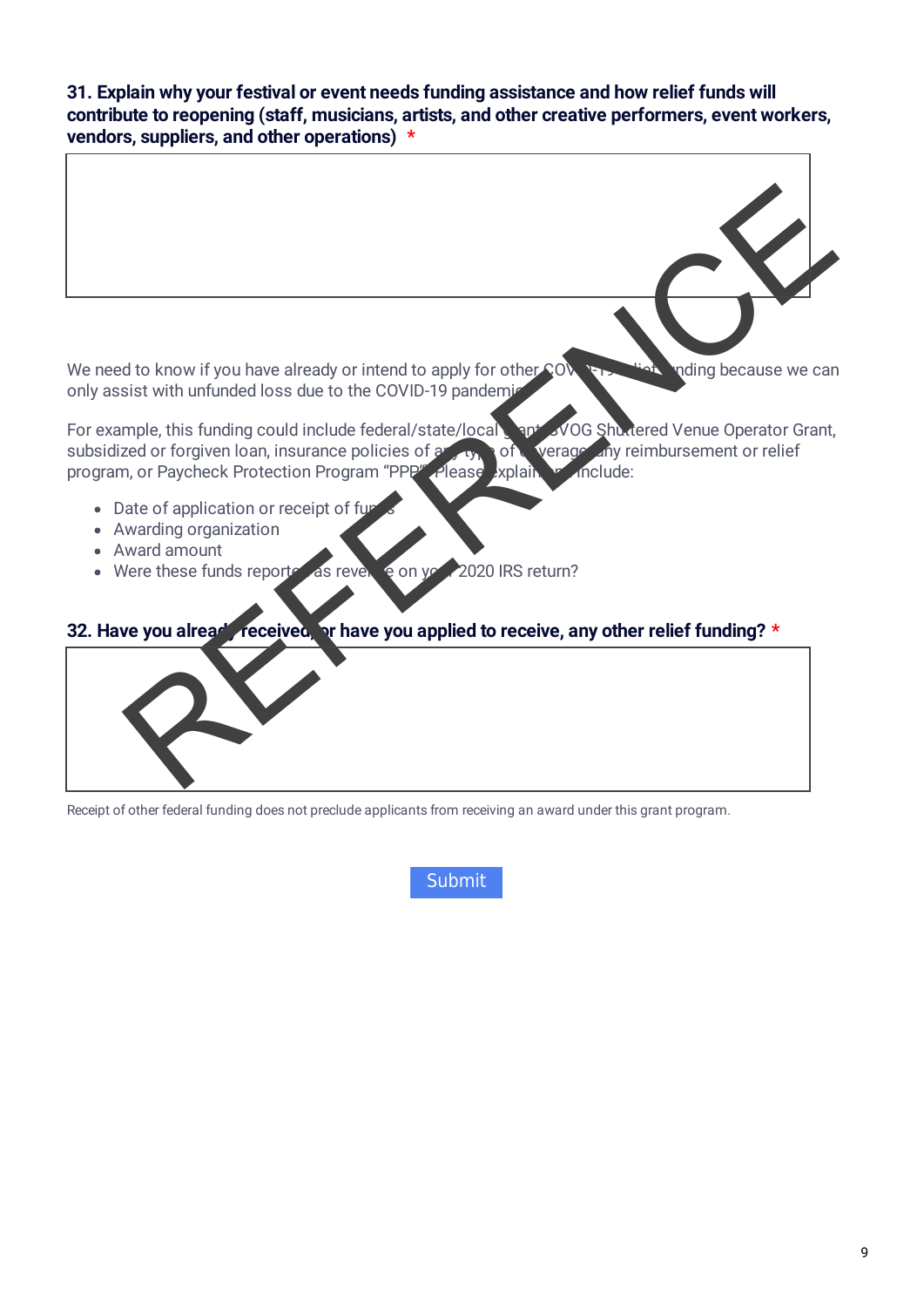**31. Explain why your festival or event needs funding assistance and how relief funds will contribute to reopening (staff, musicians, artists, and other creative performers, event workers, vendors, suppliers, and other operations) ***

We need to know if you have already or intend to apply for other COVID-19 relief funding because we can only assist with unfunded loss due to the COVID-19 pandemic.

For example, this funding could include federal/state/local grants SVOG Shuttered Venue Operator Grant, subsidized or forgiven loan, insurance policies of any type of coverage, any reimbursement or relief program, or Paycheck Protection Program "PPP". Please explain and include:

- Date of application or receipt of funds
- Awarding organization
- Award amount
- Were these funds reported as revenue on your 2020 IRS return?

**32. Have you already received, or have you applied to receive, any other relief funding? ***

Receipt of other federal funding does not preclude applicants from receiving an award under this grant program.

Submit

REFERENCE